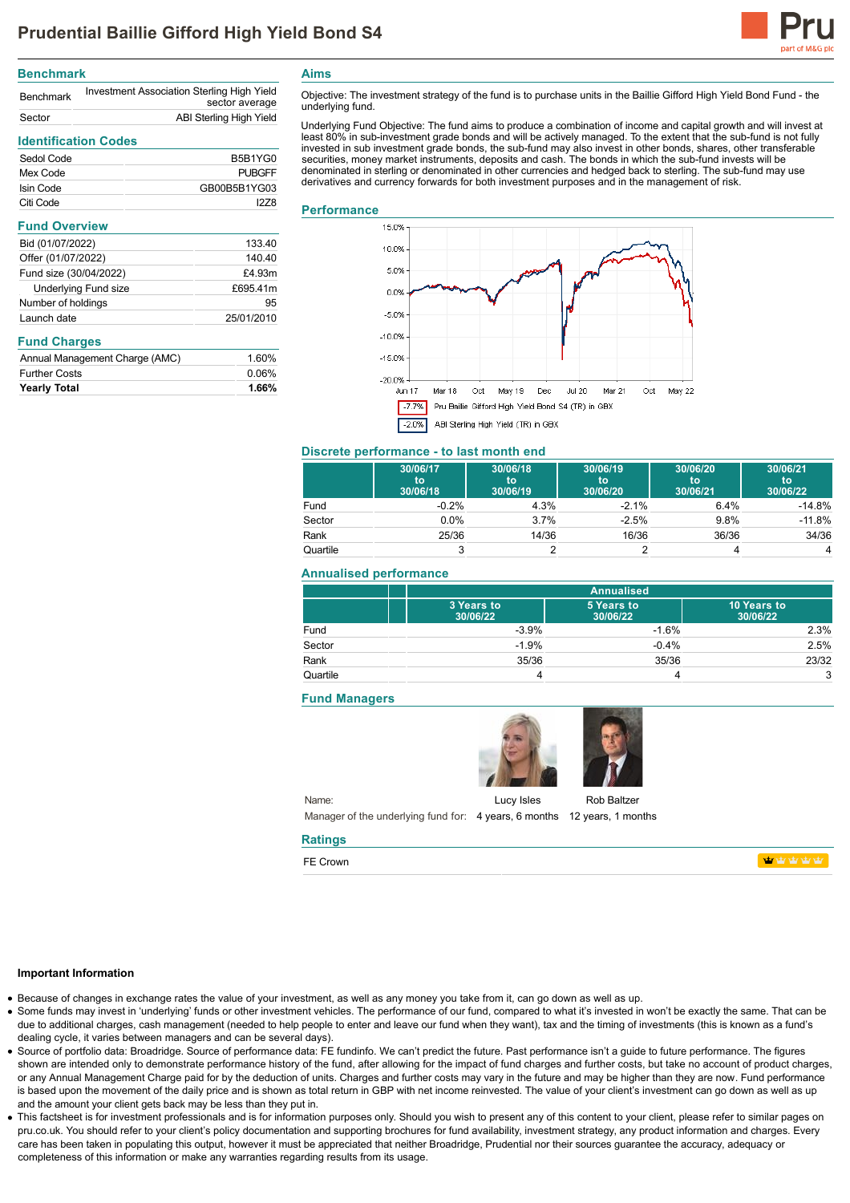# Prudential Baillie Gifford High Yield Bond S4

## Benchmark

| | |
|---|---|
| Benchmark | Investment Association Sterling High Yield sector average |
| Sector | ABI Sterling High Yield |

## Identification Codes

| | |
|---|---|
| Sedol Code | B5B1YG0 |
| Mex Code | PUBGFF |
| Isin Code | GB00B5B1YG03 |
| Citi Code | I2Z8 |

## Fund Overview

| | |
|---|---|
| Bid (01/07/2022) | 133.40 |
| Offer (01/07/2022) | 140.40 |
| Fund size (30/04/2022) | £4.93m |
| Underlying Fund size | £695.41m |
| Number of holdings | 95 |
| Launch date | 25/01/2010 |

## Fund Charges

| | |
|---|---|
| Annual Management Charge (AMC) | 1.60% |
| Further Costs | 0.06% |
| **Yearly Total** | **1.66%** |

## Aims

Objective: The investment strategy of the fund is to purchase units in the Baillie Gifford High Yield Bond Fund - the underlying fund.

Underlying Fund Objective: The fund aims to produce a combination of income and capital growth and will invest at least 80% in sub-investment grade bonds and will be actively managed. To the extent that the sub-fund is not fully invested in sub investment grade bonds, the sub-fund may also invest in other bonds, shares, other transferable securities, money market instruments, deposits and cash. The bonds in which the sub-fund invests will be denominated in sterling or denominated in other currencies and hedged back to sterling. The sub-fund may use derivatives and currency forwards for both investment purposes and in the management of risk.

## Performance

-7.7% Pru Baillie Gifford High Yield Bond S4 (TR) in GBX

-2.0% ABI Sterling High Yield (TR) in GBX

## Discrete performance - to last month end

| | 30/06/17 to 30/06/18 | 30/06/18 to 30/06/19 | 30/06/19 to 30/06/20 | 30/06/20 to 30/06/21 | 30/06/21 to 30/06/22 |
|---|---|---|---|---|---|
| Fund | -0.2% | 4.3% | -2.1% | 6.4% | -14.8% |
| Sector | 0.0% | 3.7% | -2.5% | 9.8% | -11.8% |
| Rank | 25/36 | 14/36 | 16/36 | 36/36 | 34/36 |
| Quartile | 3 | 2 | 2 | 4 | 4 |

## Annualised performance

| | Annualised | | |
|---|---|---|---|
| | 3 Years to 30/06/22 | 5 Years to 30/06/22 | 10 Years to 30/06/22 |
| Fund | -3.9% | -1.6% | 2.3% |
| Sector | -1.9% | -0.4% | 2.5% |
| Rank | 35/36 | 35/36 | 23/32 |
| Quartile | 4 | 4 | 3 |

## Fund Managers

| | | |
|---|---|---|
| Name: | Lucy Isles | Rob Baltzer |
| Manager of the underlying fund for: | 4 years, 6 months | 12 years, 1 months |

## Ratings

FE Crown

### Important Information

- Because of changes in exchange rates the value of your investment, as well as any money you take from it, can go down as well as up.
- Some funds may invest in 'underlying' funds or other investment vehicles. The performance of our fund, compared to what it's invested in won't be exactly the same. That can be due to additional charges, cash management (needed to help people to enter and leave our fund when they want), tax and the timing of investments (this is known as a fund's dealing cycle, it varies between managers and can be several days).
- Source of portfolio data: Broadridge. Source of performance data: FE fundinfo. We can't predict the future. Past performance isn't a guide to future performance. The figures shown are intended only to demonstrate performance history of the fund, after allowing for the impact of fund charges and further costs, but take no account of product charges, or any Annual Management Charge paid for by the deduction of units. Charges and further costs may vary in the future and may be higher than they are now. Fund performance is based upon the movement of the daily price and is shown as total return in GBP with net income reinvested. The value of your client's investment can go down as well as up and the amount your client gets back may be less than they put in.
- This factsheet is for investment professionals and is for information purposes only. Should you wish to present any of this content to your client, please refer to similar pages on pru.co.uk. You should refer to your client's policy documentation and supporting brochures for fund availability, investment strategy, any product information and charges. Every care has been taken in populating this output, however it must be appreciated that neither Broadridge, Prudential nor their sources guarantee the accuracy, adequacy or completeness of this information or make any warranties regarding results from its usage.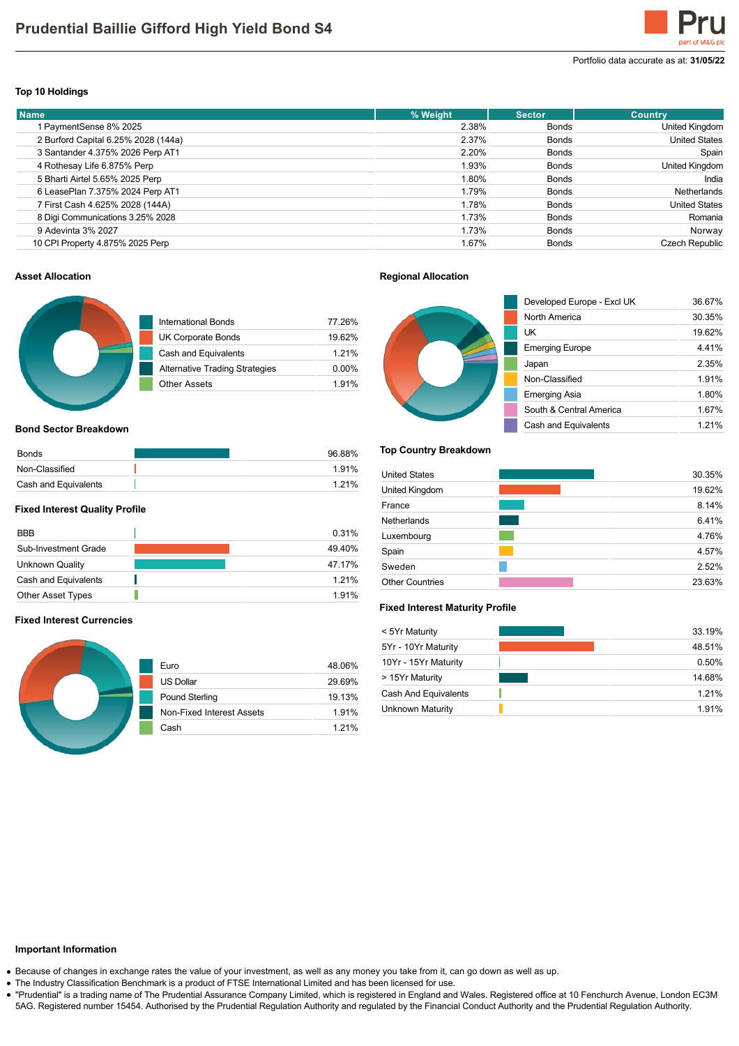# Prudential Baillie Gifford High Yield Bond S4

Portfolio data accurate as at: **31/05/22**

## Top 10 Holdings

| Name | % Weight | Sector | Country |
|---|---|---|---|
| 1 PaymentSense 8% 2025 | 2.38% | Bonds | United Kingdom |
| 2 Burford Capital 6.25% 2028 (144a) | 2.37% | Bonds | United States |
| 3 Santander 4.375% 2026 Perp AT1 | 2.20% | Bonds | Spain |
| 4 Rothesay Life 6.875% Perp | 1.93% | Bonds | United Kingdom |
| 5 Bharti Airtel 5.65% 2025 Perp | 1.80% | Bonds | India |
| 6 LeasePlan 7.375% 2024 Perp AT1 | 1.79% | Bonds | Netherlands |
| 7 First Cash 4.625% 2028 (144A) | 1.78% | Bonds | United States |
| 8 Digi Communications 3.25% 2028 | 1.73% | Bonds | Romania |
| 9 Adevinta 3% 2027 | 1.73% | Bonds | Norway |
| 10 CPI Property 4.875% 2025 Perp | 1.67% | Bonds | Czech Republic |

## Asset Allocation

| | |
|---|---|
| International Bonds | 77.26% |
| UK Corporate Bonds | 19.62% |
| Cash and Equivalents | 1.21% |
| Alternative Trading Strategies | 0.00% |
| Other Assets | 1.91% |

## Regional Allocation

| | |
|---|---|
| Developed Europe - Excl UK | 36.67% |
| North America | 30.35% |
| UK | 19.62% |
| Emerging Europe | 4.41% |
| Japan | 2.35% |
| Non-Classified | 1.91% |
| Emerging Asia | 1.80% |
| South & Central America | 1.67% |
| Cash and Equivalents | 1.21% |

## Bond Sector Breakdown

| | |
|---|---|
| Bonds | 96.88% |
| Non-Classified | 1.91% |
| Cash and Equivalents | 1.21% |

## Top Country Breakdown

| | |
|---|---|
| United States | 30.35% |
| United Kingdom | 19.62% |
| France | 8.14% |
| Netherlands | 6.41% |
| Luxembourg | 4.76% |
| Spain | 4.57% |
| Sweden | 2.52% |
| Other Countries | 23.63% |

## Fixed Interest Quality Profile

| | |
|---|---|
| BBB | 0.31% |
| Sub-Investment Grade | 49.40% |
| Unknown Quality | 47.17% |
| Cash and Equivalents | 1.21% |
| Other Asset Types | 1.91% |

## Fixed Interest Maturity Profile

| | |
|---|---|
| < 5Yr Maturity | 33.19% |
| 5Yr - 10Yr Maturity | 48.51% |
| 10Yr - 15Yr Maturity | 0.50% |
| > 15Yr Maturity | 14.68% |
| Cash And Equivalents | 1.21% |
| Unknown Maturity | 1.91% |

## Fixed Interest Currencies

| | |
|---|---|
| Euro | 48.06% |
| US Dollar | 29.69% |
| Pound Sterling | 19.13% |
| Non-Fixed Interest Assets | 1.91% |
| Cash | 1.21% |

## Important Information

- Because of changes in exchange rates the value of your investment, as well as any money you take from it, can go down as well as up.
- The Industry Classification Benchmark is a product of FTSE International Limited and has been licensed for use.
- "Prudential" is a trading name of The Prudential Assurance Company Limited, which is registered in England and Wales. Registered office at 10 Fenchurch Avenue, London EC3M 5AG. Registered number 15454. Authorised by the Prudential Regulation Authority and regulated by the Financial Conduct Authority and the Prudential Regulation Authority.